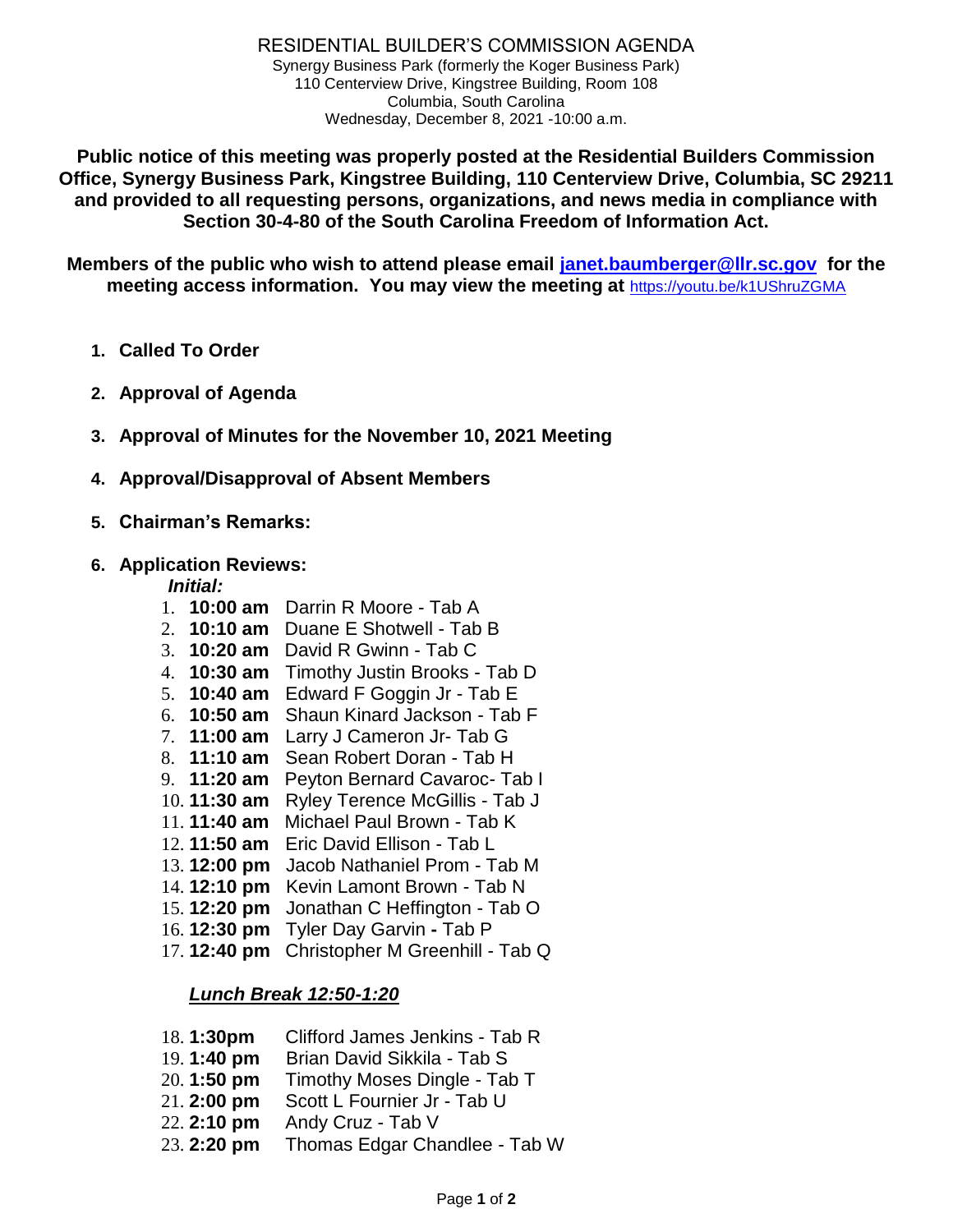# RESIDENTIAL BUILDER'S COMMISSION AGENDA

Synergy Business Park (formerly the Koger Business Park)
110 Centerview Drive, Kingstree Building, Room 108
Columbia, South Carolina
Wednesday, December 8, 2021 -10:00 a.m.

**Public notice of this meeting was properly posted at the Residential Builders Commission Office, Synergy Business Park, Kingstree Building, 110 Centerview Drive, Columbia, SC 29211 and provided to all requesting persons, organizations, and news media in compliance with Section 30-4-80 of the South Carolina Freedom of Information Act.**

**Members of the public who wish to attend please email janet.baumberger@llr.sc.gov for the meeting access information. You may view the meeting at** https://youtu.be/k1UShruZGMA

1. **Called To Order**
2. **Approval of Agenda**
3. **Approval of Minutes for the November 10, 2021 Meeting**
4. **Approval/Disapproval of Absent Members**
5. **Chairman's Remarks:**
6. **Application Reviews:**

   ***Initial:***

   1. **10:00 am** Darrin R Moore - Tab A
   2. **10:10 am** Duane E Shotwell - Tab B
   3. **10:20 am** David R Gwinn - Tab C
   4. **10:30 am** Timothy Justin Brooks - Tab D
   5. **10:40 am** Edward F Goggin Jr - Tab E
   6. **10:50 am** Shaun Kinard Jackson - Tab F
   7. **11:00 am** Larry J Cameron Jr- Tab G
   8. **11:10 am** Sean Robert Doran - Tab H
   9. **11:20 am** Peyton Bernard Cavaroc- Tab I
   10. **11:30 am** Ryley Terence McGillis - Tab J
   11. **11:40 am** Michael Paul Brown - Tab K
   12. **11:50 am** Eric David Ellison - Tab L
   13. **12:00 pm** Jacob Nathaniel Prom - Tab M
   14. **12:10 pm** Kevin Lamont Brown - Tab N
   15. **12:20 pm** Jonathan C Heffington - Tab O
   16. **12:30 pm** Tyler Day Garvin **-** Tab P
   17. **12:40 pm** Christopher M Greenhill - Tab Q

   ***Lunch Break 12:50-1:20***

   18. **1:30pm** Clifford James Jenkins - Tab R
   19. **1:40 pm** Brian David Sikkila - Tab S
   20. **1:50 pm** Timothy Moses Dingle - Tab T
   21. **2:00 pm** Scott L Fournier Jr - Tab U
   22. **2:10 pm** Andy Cruz - Tab V
   23. **2:20 pm** Thomas Edgar Chandlee - Tab W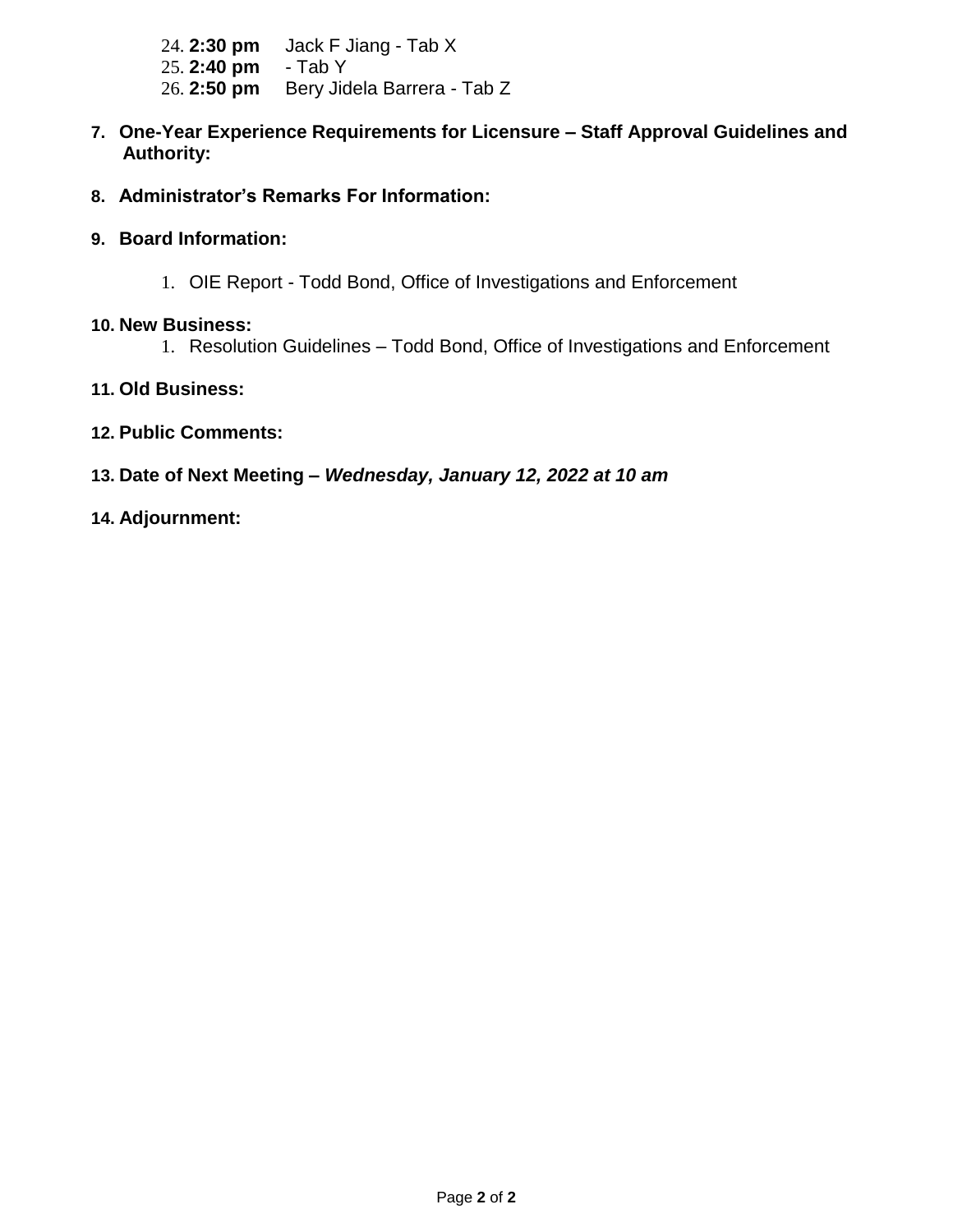24. **2:30 pm** Jack F Jiang - Tab X
25. **2:40 pm** - Tab Y
26. **2:50 pm** Bery Jidela Barrera - Tab Z

**7. One-Year Experience Requirements for Licensure – Staff Approval Guidelines and Authority:**

**8. Administrator's Remarks For Information:**

**9. Board Information:**

1. OIE Report - Todd Bond, Office of Investigations and Enforcement

**10. New Business:**

1. Resolution Guidelines – Todd Bond, Office of Investigations and Enforcement

**11. Old Business:**

**12. Public Comments:**

**13. Date of Next Meeting – *Wednesday, January 12, 2022 at 10 am***

**14. Adjournment:**